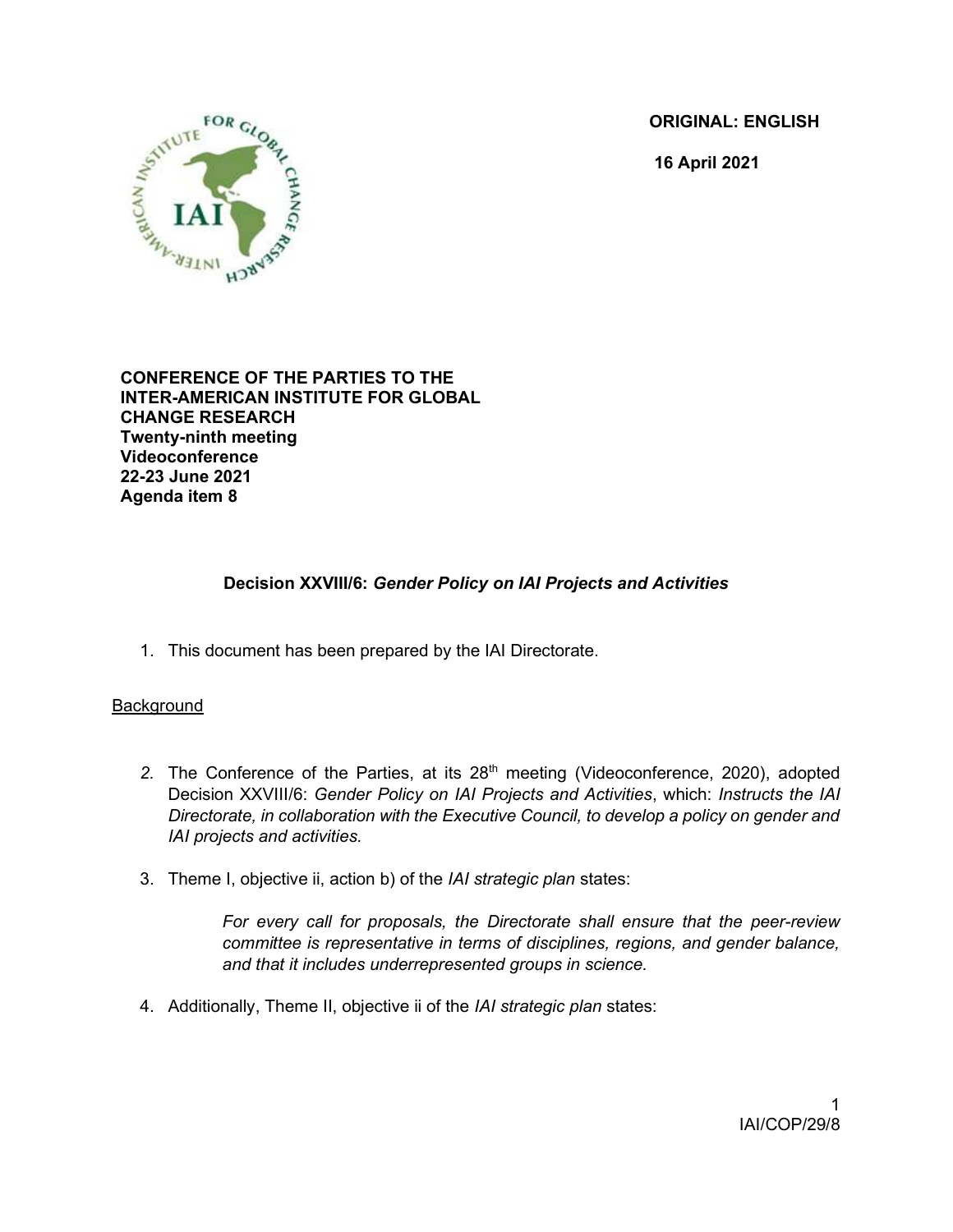**ORIGINAL: ENGLISH**

**16 April 2021**

**CONFERENCE OF THE PARTIES TO THE INTER-AMERICAN INSTITUTE FOR GLOBAL CHANGE RESEARCH**
**Twenty-ninth meeting**
**Videoconference**
**22-23 June 2021**
**Agenda item 8**

## Decision XXVIII/6: *Gender Policy on IAI Projects and Activities*

1. This document has been prepared by the IAI Directorate.

Background

2. The Conference of the Parties, at its 28th meeting (Videoconference, 2020), adopted Decision XXVIII/6: *Gender Policy on IAI Projects and Activities*, which: *Instructs the IAI Directorate, in collaboration with the Executive Council, to develop a policy on gender and IAI projects and activities.*

3. Theme I, objective ii, action b) of the *IAI strategic plan* states:

   > *For every call for proposals, the Directorate shall ensure that the peer-review committee is representative in terms of disciplines, regions, and gender balance, and that it includes underrepresented groups in science.*

4. Additionally, Theme II, objective ii of the *IAI strategic plan* states: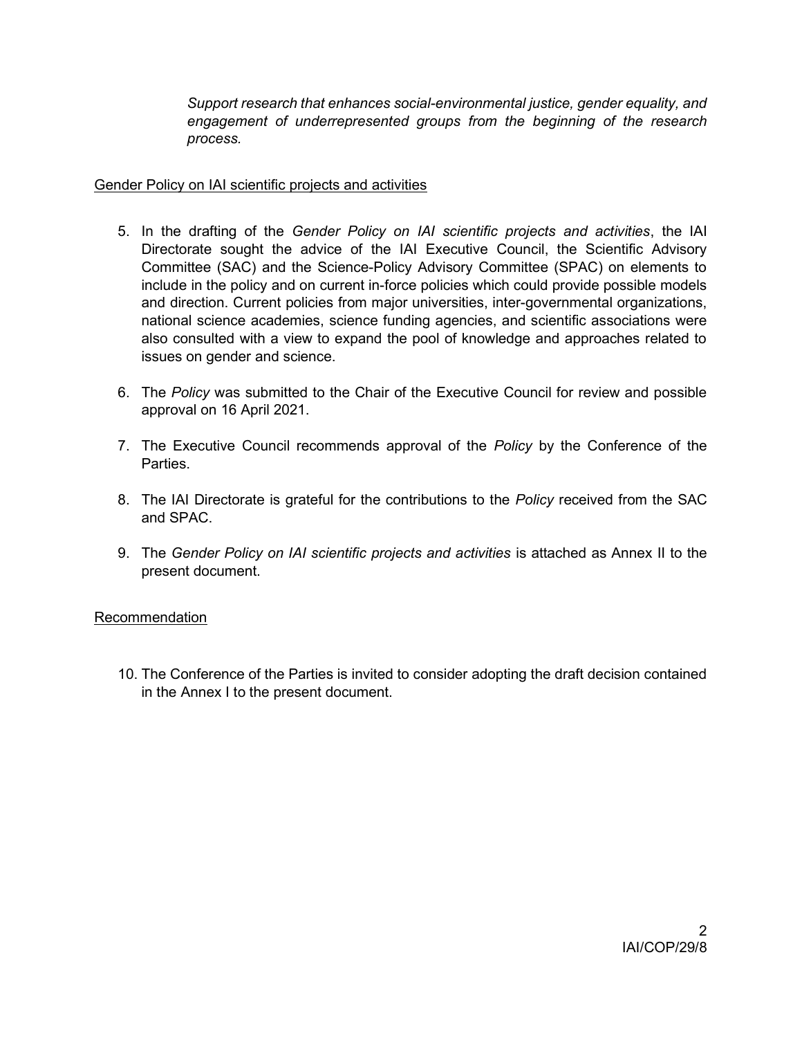*Support research that enhances social-environmental justice, gender equality, and engagement of underrepresented groups from the beginning of the research process.*

<u>Gender Policy on IAI scientific projects and activities</u>

5. In the drafting of the *Gender Policy on IAI scientific projects and activities*, the IAI Directorate sought the advice of the IAI Executive Council, the Scientific Advisory Committee (SAC) and the Science-Policy Advisory Committee (SPAC) on elements to include in the policy and on current in-force policies which could provide possible models and direction. Current policies from major universities, inter-governmental organizations, national science academies, science funding agencies, and scientific associations were also consulted with a view to expand the pool of knowledge and approaches related to issues on gender and science.

6. The *Policy* was submitted to the Chair of the Executive Council for review and possible approval on 16 April 2021.

7. The Executive Council recommends approval of the *Policy* by the Conference of the Parties.

8. The IAI Directorate is grateful for the contributions to the *Policy* received from the SAC and SPAC.

9. The *Gender Policy on IAI scientific projects and activities* is attached as Annex II to the present document.

<u>Recommendation</u>

10. The Conference of the Parties is invited to consider adopting the draft decision contained in the Annex I to the present document.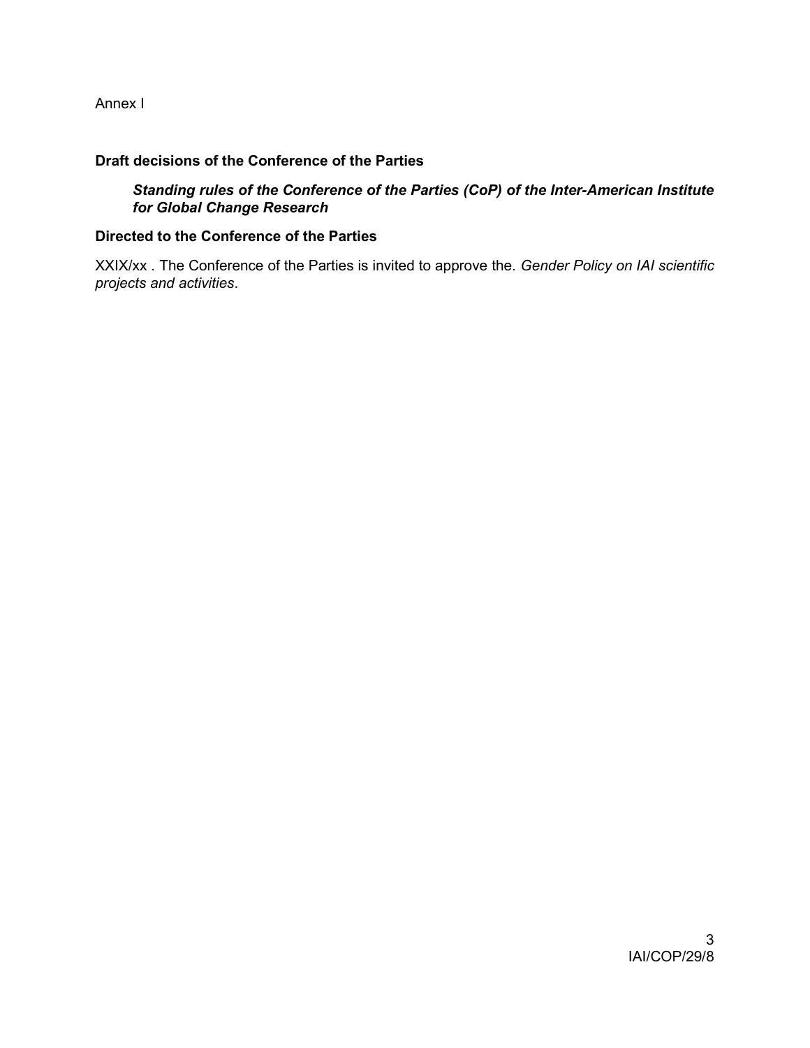Annex I

**Draft decisions of the Conference of the Parties**

> ***Standing rules of the Conference of the Parties (CoP) of the Inter-American Institute for Global Change Research***

**Directed to the Conference of the Parties**

XXIX/xx . The Conference of the Parties is invited to approve the. *Gender Policy on IAI scientific projects and activities*.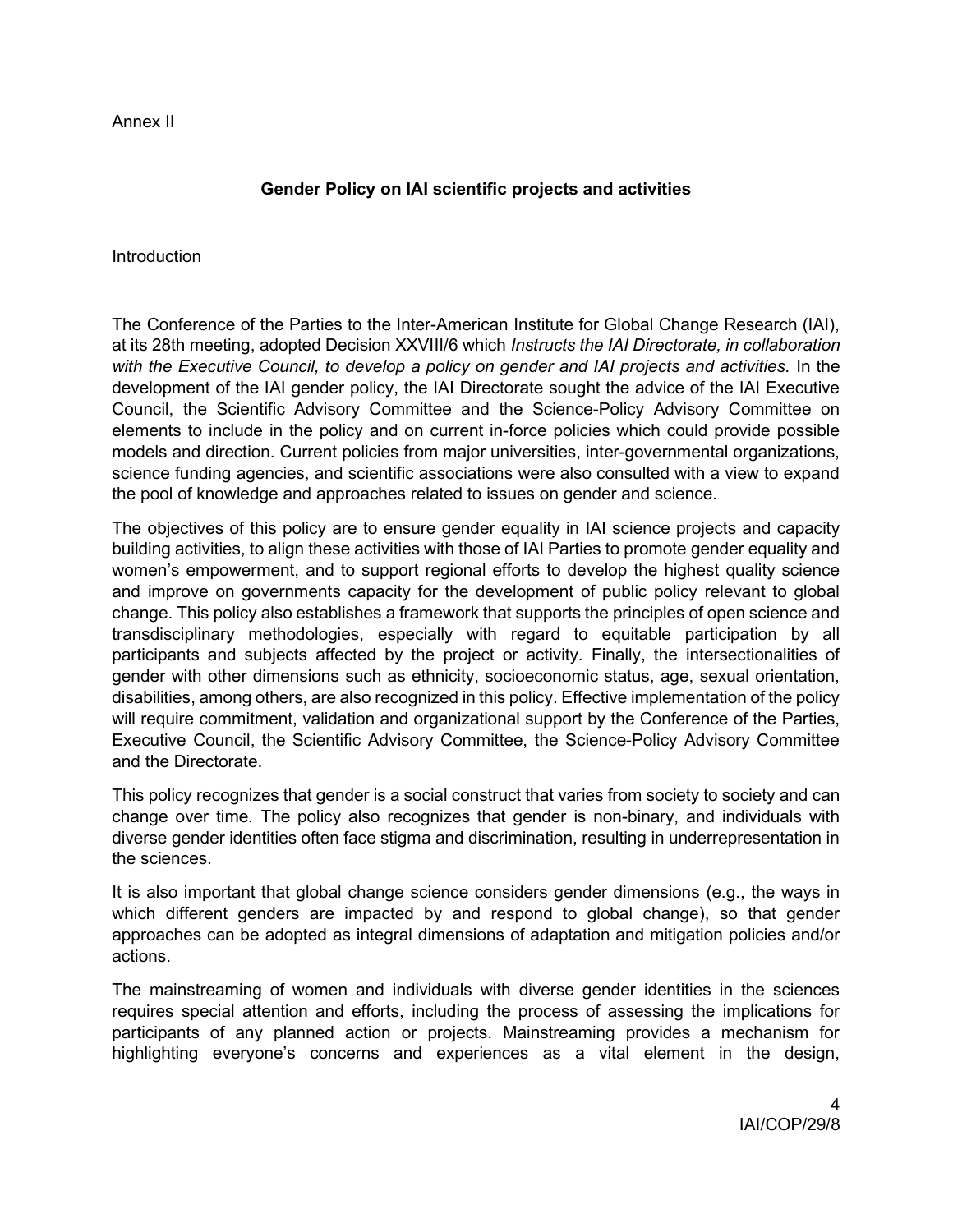Annex II

## Gender Policy on IAI scientific projects and activities

Introduction

The Conference of the Parties to the Inter-American Institute for Global Change Research (IAI), at its 28th meeting, adopted Decision XXVIII/6 which *Instructs the IAI Directorate, in collaboration with the Executive Council, to develop a policy on gender and IAI projects and activities.* In the development of the IAI gender policy, the IAI Directorate sought the advice of the IAI Executive Council, the Scientific Advisory Committee and the Science-Policy Advisory Committee on elements to include in the policy and on current in-force policies which could provide possible models and direction. Current policies from major universities, inter-governmental organizations, science funding agencies, and scientific associations were also consulted with a view to expand the pool of knowledge and approaches related to issues on gender and science.

The objectives of this policy are to ensure gender equality in IAI science projects and capacity building activities, to align these activities with those of IAI Parties to promote gender equality and women's empowerment, and to support regional efforts to develop the highest quality science and improve on governments capacity for the development of public policy relevant to global change. This policy also establishes a framework that supports the principles of open science and transdisciplinary methodologies, especially with regard to equitable participation by all participants and subjects affected by the project or activity. Finally, the intersectionalities of gender with other dimensions such as ethnicity, socioeconomic status, age, sexual orientation, disabilities, among others, are also recognized in this policy. Effective implementation of the policy will require commitment, validation and organizational support by the Conference of the Parties, Executive Council, the Scientific Advisory Committee, the Science-Policy Advisory Committee and the Directorate.

This policy recognizes that gender is a social construct that varies from society to society and can change over time. The policy also recognizes that gender is non-binary, and individuals with diverse gender identities often face stigma and discrimination, resulting in underrepresentation in the sciences.

It is also important that global change science considers gender dimensions (e.g., the ways in which different genders are impacted by and respond to global change), so that gender approaches can be adopted as integral dimensions of adaptation and mitigation policies and/or actions.

The mainstreaming of women and individuals with diverse gender identities in the sciences requires special attention and efforts, including the process of assessing the implications for participants of any planned action or projects. Mainstreaming provides a mechanism for highlighting everyone's concerns and experiences as a vital element in the design,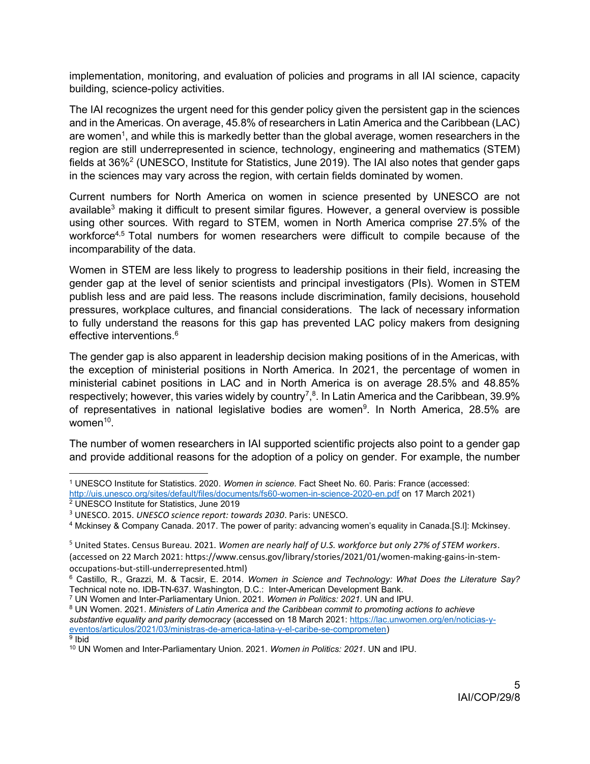implementation, monitoring, and evaluation of policies and programs in all IAI science, capacity building, science-policy activities.

The IAI recognizes the urgent need for this gender policy given the persistent gap in the sciences and in the Americas. On average, 45.8% of researchers in Latin America and the Caribbean (LAC) are women[1], and while this is markedly better than the global average, women researchers in the region are still underrepresented in science, technology, engineering and mathematics (STEM) fields at 36%[2] (UNESCO, Institute for Statistics, June 2019). The IAI also notes that gender gaps in the sciences may vary across the region, with certain fields dominated by women.

Current numbers for North America on women in science presented by UNESCO are not available[3] making it difficult to present similar figures. However, a general overview is possible using other sources. With regard to STEM, women in North America comprise 27.5% of the workforce[4,5] Total numbers for women researchers were difficult to compile because of the incomparability of the data.

Women in STEM are less likely to progress to leadership positions in their field, increasing the gender gap at the level of senior scientists and principal investigators (PIs). Women in STEM publish less and are paid less. The reasons include discrimination, family decisions, household pressures, workplace cultures, and financial considerations. The lack of necessary information to fully understand the reasons for this gap has prevented LAC policy makers from designing effective interventions.[6]

The gender gap is also apparent in leadership decision making positions of in the Americas, with the exception of ministerial positions in North America. In 2021, the percentage of women in ministerial cabinet positions in LAC and in North America is on average 28.5% and 48.85% respectively; however, this varies widely by country[7],[8]. In Latin America and the Caribbean, 39.9% of representatives in national legislative bodies are women[9]. In North America, 28.5% are women[10].

The number of women researchers in IAI supported scientific projects also point to a gender gap and provide additional reasons for the adoption of a policy on gender. For example, the number

---

[1] UNESCO Institute for Statistics. 2020. *Women in science.* Fact Sheet No. 60. Paris: France (accessed: http://uis.unesco.org/sites/default/files/documents/fs60-women-in-science-2020-en.pdf on 17 March 2021)

[2] UNESCO Institute for Statistics, June 2019

[3] UNESCO. 2015. *UNESCO science report: towards 2030*. Paris: UNESCO.

[4] Mckinsey & Company Canada. 2017. The power of parity: advancing women's equality in Canada.[S.l]: Mckinsey.

[5] United States. Census Bureau. 2021. *Women are nearly half of U.S. workforce but only 27% of STEM workers*. (accessed on 22 March 2021: https://www.census.gov/library/stories/2021/01/women-making-gains-in-stem-occupations-but-still-underrepresented.html)

[6] Castillo, R., Grazzi, M. & Tacsir, E. 2014. *Women in Science and Technology: What Does the Literature Say?* Technical note no. IDB-TN-637. Washington, D.C.: Inter-American Development Bank.

[7] UN Women and Inter-Parliamentary Union. 2021. *Women in Politics: 2021*. UN and IPU.

[8] UN Women. 2021. *Ministers of Latin America and the Caribbean commit to promoting actions to achieve substantive equality and parity democracy* (accessed on 18 March 2021: https://lac.unwomen.org/en/noticias-y-eventos/articulos/2021/03/ministras-de-america-latina-y-el-caribe-se-comprometen)

[9] Ibid

[10] UN Women and Inter-Parliamentary Union. 2021. *Women in Politics: 2021*. UN and IPU.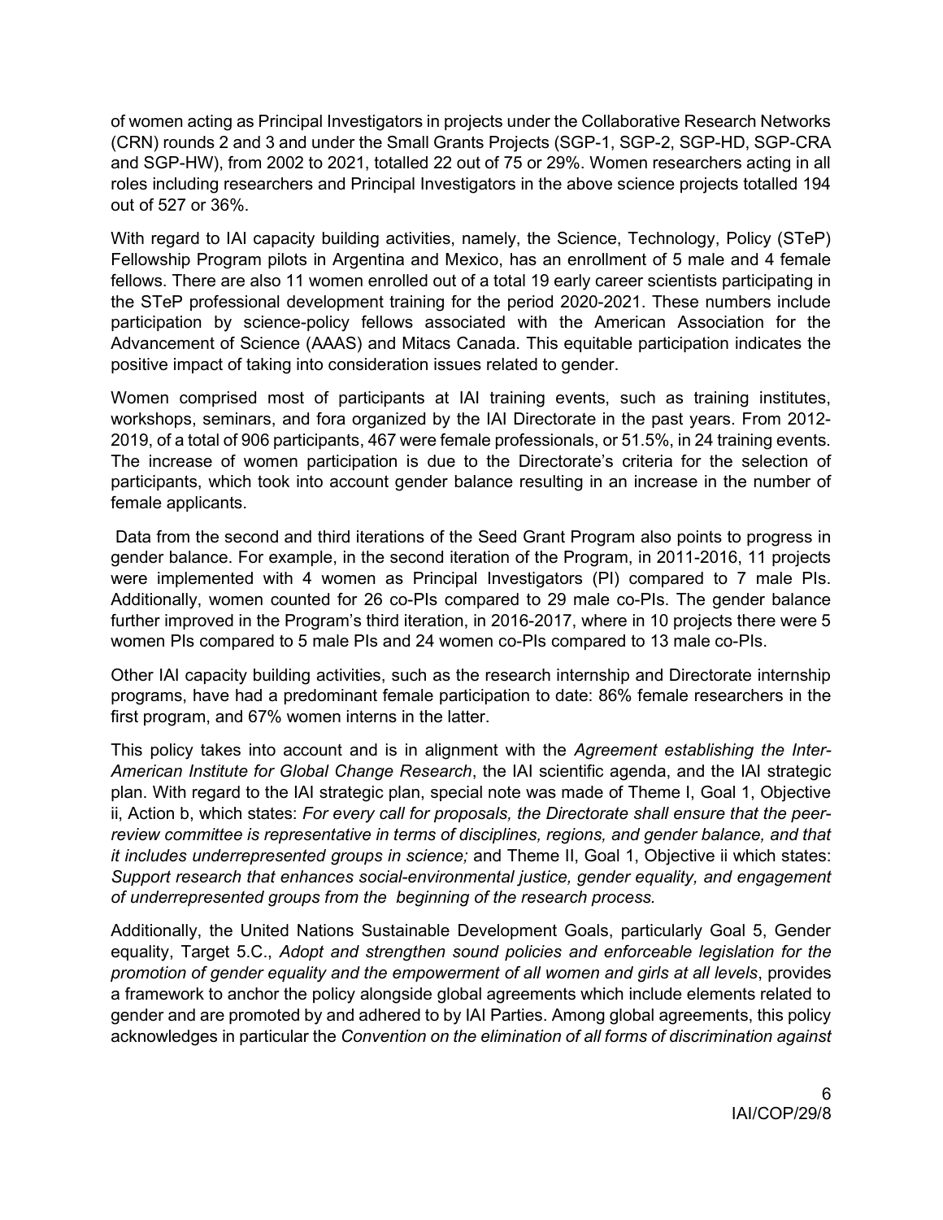of women acting as Principal Investigators in projects under the Collaborative Research Networks (CRN) rounds 2 and 3 and under the Small Grants Projects (SGP-1, SGP-2, SGP-HD, SGP-CRA and SGP-HW), from 2002 to 2021, totalled 22 out of 75 or 29%. Women researchers acting in all roles including researchers and Principal Investigators in the above science projects totalled 194 out of 527 or 36%.

With regard to IAI capacity building activities, namely, the Science, Technology, Policy (STeP) Fellowship Program pilots in Argentina and Mexico, has an enrollment of 5 male and 4 female fellows. There are also 11 women enrolled out of a total 19 early career scientists participating in the STeP professional development training for the period 2020-2021. These numbers include participation by science-policy fellows associated with the American Association for the Advancement of Science (AAAS) and Mitacs Canada. This equitable participation indicates the positive impact of taking into consideration issues related to gender.

Women comprised most of participants at IAI training events, such as training institutes, workshops, seminars, and fora organized by the IAI Directorate in the past years. From 2012-2019, of a total of 906 participants, 467 were female professionals, or 51.5%, in 24 training events. The increase of women participation is due to the Directorate's criteria for the selection of participants, which took into account gender balance resulting in an increase in the number of female applicants.

Data from the second and third iterations of the Seed Grant Program also points to progress in gender balance. For example, in the second iteration of the Program, in 2011-2016, 11 projects were implemented with 4 women as Principal Investigators (PI) compared to 7 male PIs. Additionally, women counted for 26 co-PIs compared to 29 male co-PIs. The gender balance further improved in the Program's third iteration, in 2016-2017, where in 10 projects there were 5 women PIs compared to 5 male PIs and 24 women co-PIs compared to 13 male co-PIs.

Other IAI capacity building activities, such as the research internship and Directorate internship programs, have had a predominant female participation to date: 86% female researchers in the first program, and 67% women interns in the latter.

This policy takes into account and is in alignment with the *Agreement establishing the Inter-American Institute for Global Change Research*, the IAI scientific agenda, and the IAI strategic plan. With regard to the IAI strategic plan, special note was made of Theme I, Goal 1, Objective ii, Action b, which states: *For every call for proposals, the Directorate shall ensure that the peer-review committee is representative in terms of disciplines, regions, and gender balance, and that it includes underrepresented groups in science;* and Theme II, Goal 1, Objective ii which states: *Support research that enhances social-environmental justice, gender equality, and engagement of underrepresented groups from the beginning of the research process.*

Additionally, the United Nations Sustainable Development Goals, particularly Goal 5, Gender equality, Target 5.C., *Adopt and strengthen sound policies and enforceable legislation for the promotion of gender equality and the empowerment of all women and girls at all levels*, provides a framework to anchor the policy alongside global agreements which include elements related to gender and are promoted by and adhered to by IAI Parties. Among global agreements, this policy acknowledges in particular the *Convention on the elimination of all forms of discrimination against*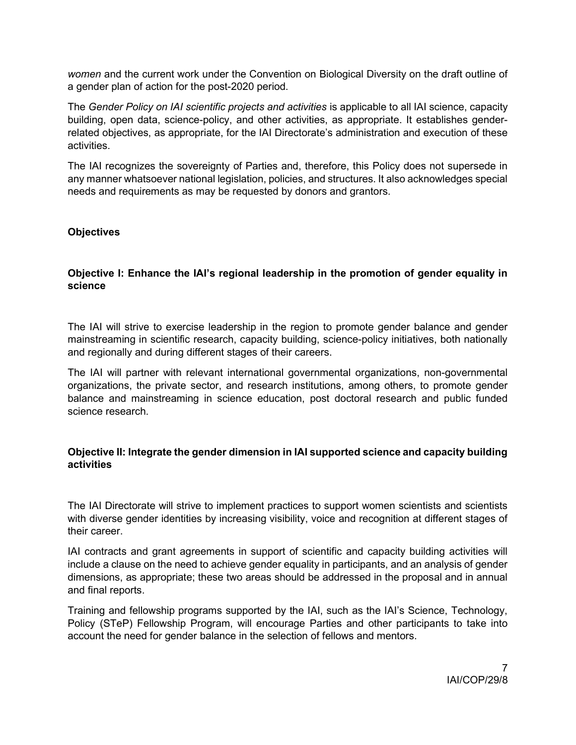*women* and the current work under the Convention on Biological Diversity on the draft outline of a gender plan of action for the post-2020 period.

The *Gender Policy on IAI scientific projects and activities* is applicable to all IAI science, capacity building, open data, science-policy, and other activities, as appropriate. It establishes gender-related objectives, as appropriate, for the IAI Directorate's administration and execution of these activities.

The IAI recognizes the sovereignty of Parties and, therefore, this Policy does not supersede in any manner whatsoever national legislation, policies, and structures. It also acknowledges special needs and requirements as may be requested by donors and grantors.

## Objectives

### Objective I: Enhance the IAI's regional leadership in the promotion of gender equality in science

The IAI will strive to exercise leadership in the region to promote gender balance and gender mainstreaming in scientific research, capacity building, science-policy initiatives, both nationally and regionally and during different stages of their careers.

The IAI will partner with relevant international governmental organizations, non-governmental organizations, the private sector, and research institutions, among others, to promote gender balance and mainstreaming in science education, post doctoral research and public funded science research.

### Objective II: Integrate the gender dimension in IAI supported science and capacity building activities

The IAI Directorate will strive to implement practices to support women scientists and scientists with diverse gender identities by increasing visibility, voice and recognition at different stages of their career.

IAI contracts and grant agreements in support of scientific and capacity building activities will include a clause on the need to achieve gender equality in participants, and an analysis of gender dimensions, as appropriate; these two areas should be addressed in the proposal and in annual and final reports.

Training and fellowship programs supported by the IAI, such as the IAI's Science, Technology, Policy (STeP) Fellowship Program, will encourage Parties and other participants to take into account the need for gender balance in the selection of fellows and mentors.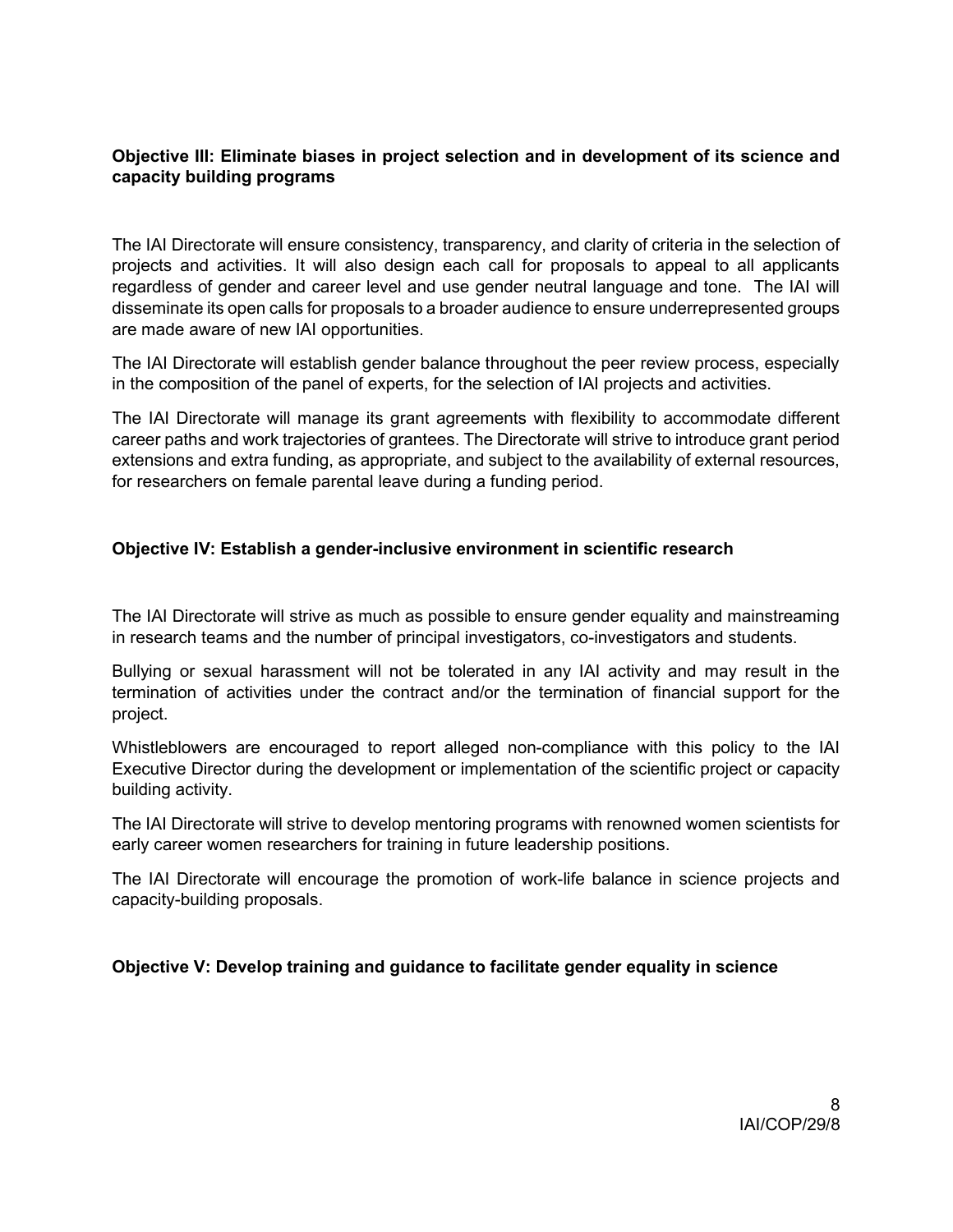**Objective III: Eliminate biases in project selection and in development of its science and capacity building programs**

The IAI Directorate will ensure consistency, transparency, and clarity of criteria in the selection of projects and activities. It will also design each call for proposals to appeal to all applicants regardless of gender and career level and use gender neutral language and tone. The IAI will disseminate its open calls for proposals to a broader audience to ensure underrepresented groups are made aware of new IAI opportunities.

The IAI Directorate will establish gender balance throughout the peer review process, especially in the composition of the panel of experts, for the selection of IAI projects and activities.

The IAI Directorate will manage its grant agreements with flexibility to accommodate different career paths and work trajectories of grantees. The Directorate will strive to introduce grant period extensions and extra funding, as appropriate, and subject to the availability of external resources, for researchers on female parental leave during a funding period.

**Objective IV: Establish a gender-inclusive environment in scientific research**

The IAI Directorate will strive as much as possible to ensure gender equality and mainstreaming in research teams and the number of principal investigators, co-investigators and students.

Bullying or sexual harassment will not be tolerated in any IAI activity and may result in the termination of activities under the contract and/or the termination of financial support for the project.

Whistleblowers are encouraged to report alleged non-compliance with this policy to the IAI Executive Director during the development or implementation of the scientific project or capacity building activity.

The IAI Directorate will strive to develop mentoring programs with renowned women scientists for early career women researchers for training in future leadership positions.

The IAI Directorate will encourage the promotion of work-life balance in science projects and capacity-building proposals.

**Objective V: Develop training and guidance to facilitate gender equality in science**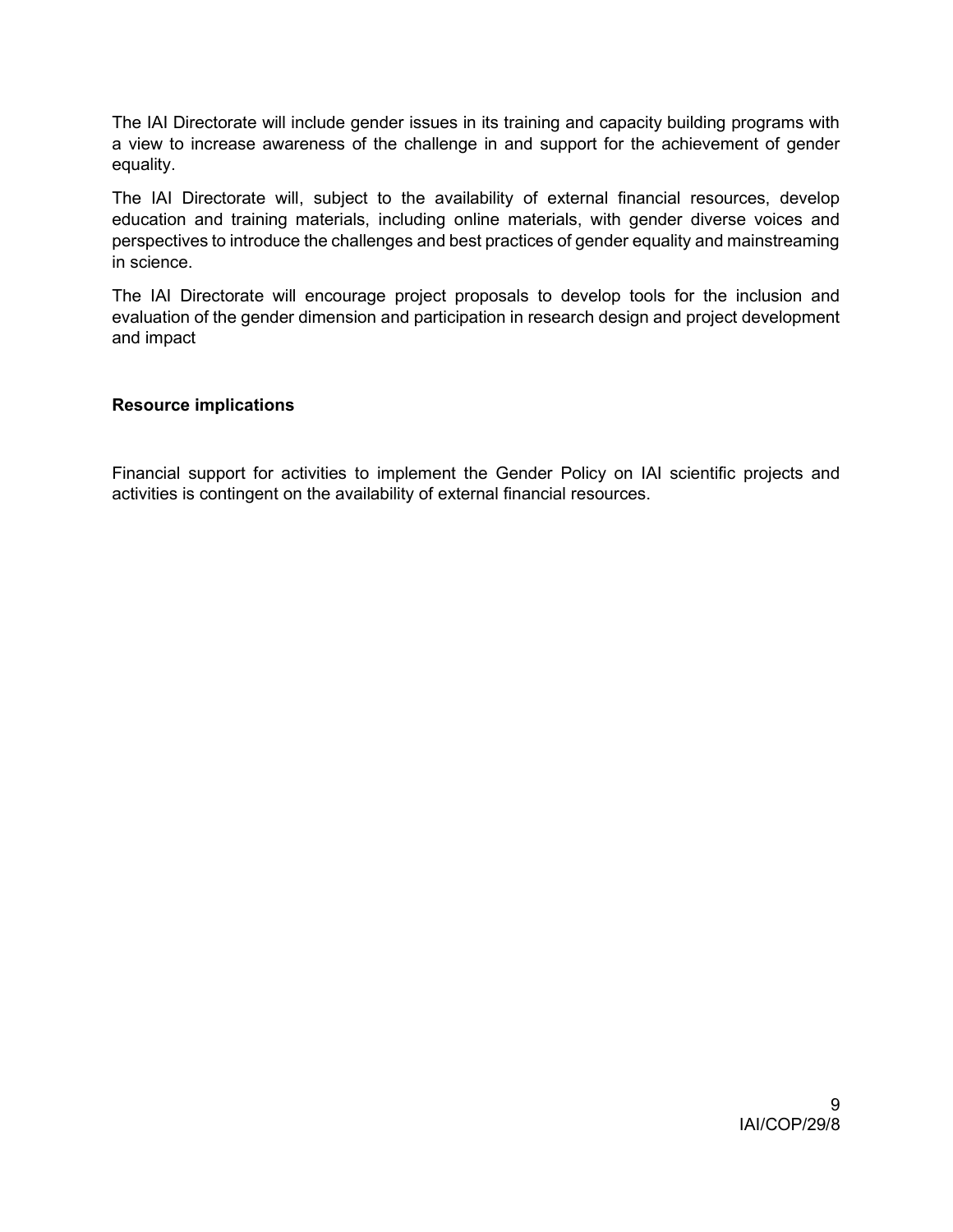The IAI Directorate will include gender issues in its training and capacity building programs with a view to increase awareness of the challenge in and support for the achievement of gender equality.

The IAI Directorate will, subject to the availability of external financial resources, develop education and training materials, including online materials, with gender diverse voices and perspectives to introduce the challenges and best practices of gender equality and mainstreaming in science.

The IAI Directorate will encourage project proposals to develop tools for the inclusion and evaluation of the gender dimension and participation in research design and project development and impact

**Resource implications**

Financial support for activities to implement the Gender Policy on IAI scientific projects and activities is contingent on the availability of external financial resources.